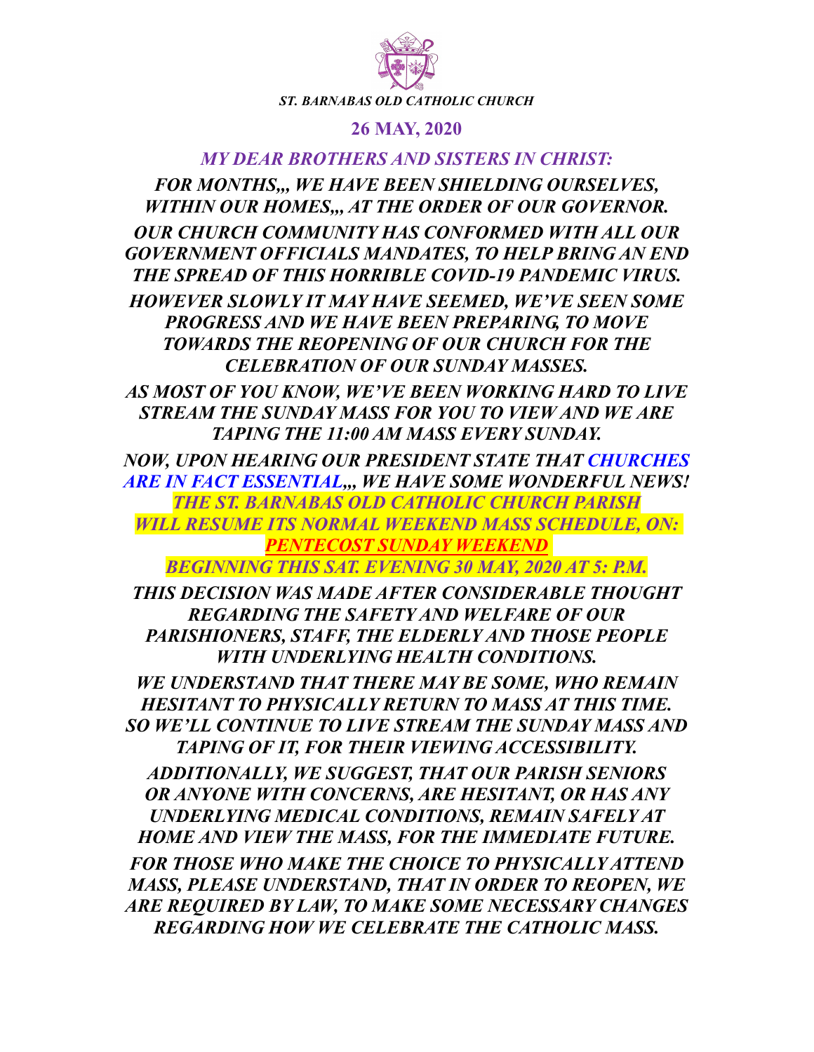*ST. BARNABAS OLD CATHOLIC CHURCH*

**26 MAY, 2020**

***MY DEAR BROTHERS AND SISTERS IN CHRIST:***

***FOR MONTHS,,, WE HAVE BEEN SHIELDING OURSELVES, WITHIN OUR HOMES,,, AT THE ORDER OF OUR GOVERNOR.***

***OUR CHURCH COMMUNITY HAS CONFORMED WITH ALL OUR GOVERNMENT OFFICIALS MANDATES, TO HELP BRING AN END THE SPREAD OF THIS HORRIBLE COVID-19 PANDEMIC VIRUS.***

***HOWEVER SLOWLY IT MAY HAVE SEEMED, WE'VE SEEN SOME PROGRESS AND WE HAVE BEEN PREPARING, TO MOVE TOWARDS THE REOPENING OF OUR CHURCH FOR THE CELEBRATION OF OUR SUNDAY MASSES.***

***AS MOST OF YOU KNOW, WE'VE BEEN WORKING HARD TO LIVE STREAM THE SUNDAY MASS FOR YOU TO VIEW AND WE ARE TAPING THE 11:00 AM MASS EVERY SUNDAY.***

***NOW, UPON HEARING OUR PRESIDENT STATE THAT CHURCHES ARE IN FACT ESSENTIAL,,, WE HAVE SOME WONDERFUL NEWS!***

***THE ST. BARNABAS OLD CATHOLIC CHURCH PARISH WILL RESUME ITS NORMAL WEEKEND MASS SCHEDULE, ON:***

***PENTECOST SUNDAY WEEKEND***

***BEGINNING THIS SAT. EVENING 30 MAY, 2020 AT 5: P.M.***

***THIS DECISION WAS MADE AFTER CONSIDERABLE THOUGHT REGARDING THE SAFETY AND WELFARE OF OUR PARISHIONERS, STAFF, THE ELDERLY AND THOSE PEOPLE WITH UNDERLYING HEALTH CONDITIONS.***

***WE UNDERSTAND THAT THERE MAY BE SOME, WHO REMAIN HESITANT TO PHYSICALLY RETURN TO MASS AT THIS TIME. SO WE'LL CONTINUE TO LIVE STREAM THE SUNDAY MASS AND TAPING OF IT, FOR THEIR VIEWING ACCESSIBILITY.***

***ADDITIONALLY, WE SUGGEST, THAT OUR PARISH SENIORS OR ANYONE WITH CONCERNS, ARE HESITANT, OR HAS ANY UNDERLYING MEDICAL CONDITIONS, REMAIN SAFELY AT HOME AND VIEW THE MASS, FOR THE IMMEDIATE FUTURE.***

***FOR THOSE WHO MAKE THE CHOICE TO PHYSICALLY ATTEND MASS, PLEASE UNDERSTAND, THAT IN ORDER TO REOPEN, WE ARE REQUIRED BY LAW, TO MAKE SOME NECESSARY CHANGES REGARDING HOW WE CELEBRATE THE CATHOLIC MASS.***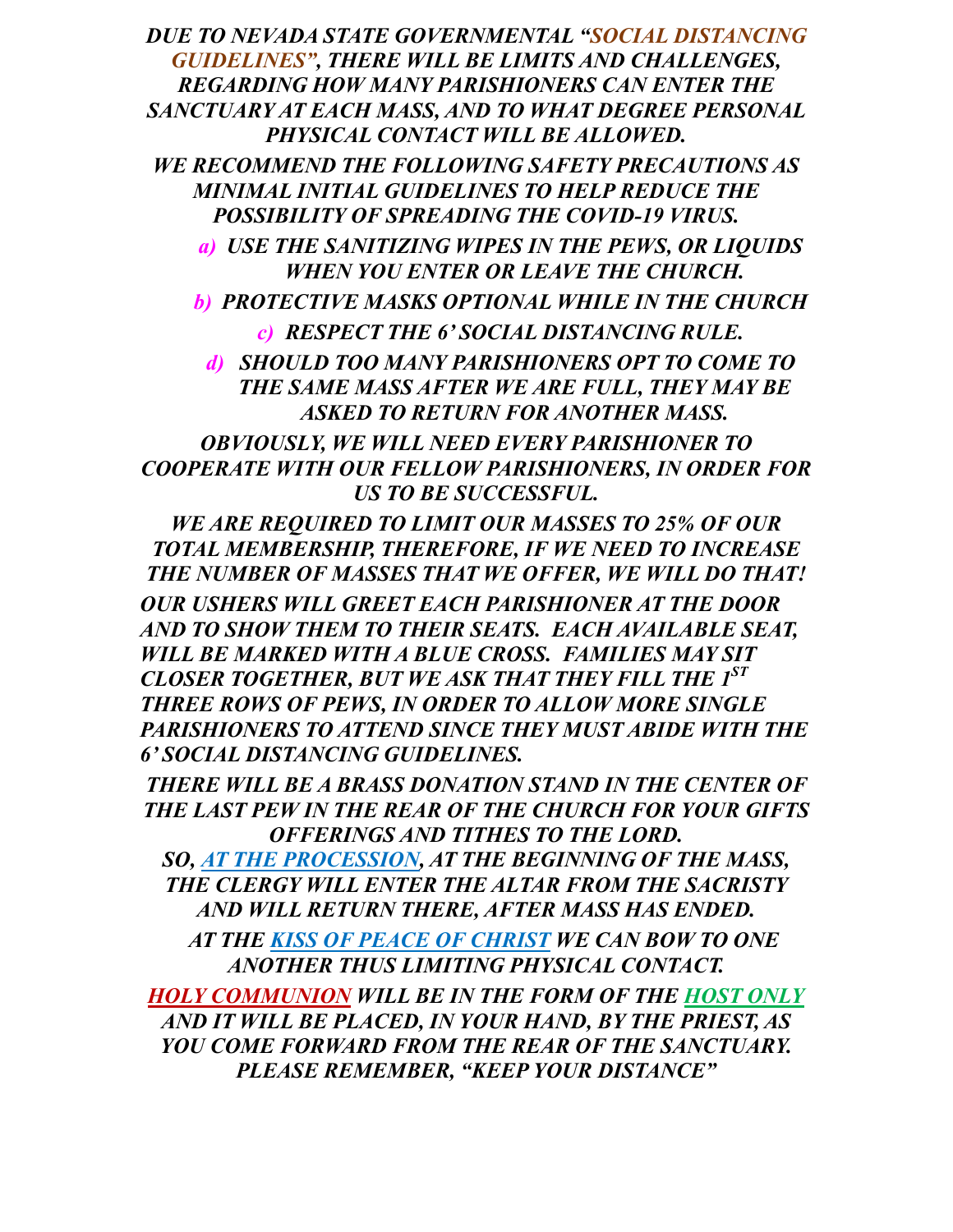***DUE TO NEVADA STATE GOVERNMENTAL "SOCIAL DISTANCING GUIDELINES", THERE WILL BE LIMITS AND CHALLENGES, REGARDING HOW MANY PARISHIONERS CAN ENTER THE SANCTUARY AT EACH MASS, AND TO WHAT DEGREE PERSONAL PHYSICAL CONTACT WILL BE ALLOWED.***

***WE RECOMMEND THE FOLLOWING SAFETY PRECAUTIONS AS MINIMAL INITIAL GUIDELINES TO HELP REDUCE THE POSSIBILITY OF SPREADING THE COVID-19 VIRUS.***

- ***a) USE THE SANITIZING WIPES IN THE PEWS, OR LIQUIDS WHEN YOU ENTER OR LEAVE THE CHURCH.***
- ***b) PROTECTIVE MASKS OPTIONAL WHILE IN THE CHURCH***
- ***c) RESPECT THE 6' SOCIAL DISTANCING RULE.***
- ***d) SHOULD TOO MANY PARISHIONERS OPT TO COME TO THE SAME MASS AFTER WE ARE FULL, THEY MAY BE ASKED TO RETURN FOR ANOTHER MASS.***

***OBVIOUSLY, WE WILL NEED EVERY PARISHIONER TO COOPERATE WITH OUR FELLOW PARISHIONERS, IN ORDER FOR US TO BE SUCCESSFUL.***

***WE ARE REQUIRED TO LIMIT OUR MASSES TO 25% OF OUR TOTAL MEMBERSHIP, THEREFORE, IF WE NEED TO INCREASE THE NUMBER OF MASSES THAT WE OFFER, WE WILL DO THAT!***

***OUR USHERS WILL GREET EACH PARISHIONER AT THE DOOR AND TO SHOW THEM TO THEIR SEATS. EACH AVAILABLE SEAT, WILL BE MARKED WITH A BLUE CROSS. FAMILIES MAY SIT CLOSER TOGETHER, BUT WE ASK THAT THEY FILL THE 1ST THREE ROWS OF PEWS, IN ORDER TO ALLOW MORE SINGLE PARISHIONERS TO ATTEND SINCE THEY MUST ABIDE WITH THE 6' SOCIAL DISTANCING GUIDELINES.***

***THERE WILL BE A BRASS DONATION STAND IN THE CENTER OF THE LAST PEW IN THE REAR OF THE CHURCH FOR YOUR GIFTS OFFERINGS AND TITHES TO THE LORD.***

***SO, AT THE PROCESSION, AT THE BEGINNING OF THE MASS, THE CLERGY WILL ENTER THE ALTAR FROM THE SACRISTY AND WILL RETURN THERE, AFTER MASS HAS ENDED.***

***AT THE KISS OF PEACE OF CHRIST WE CAN BOW TO ONE ANOTHER THUS LIMITING PHYSICAL CONTACT.***

***HOLY COMMUNION WILL BE IN THE FORM OF THE HOST ONLY AND IT WILL BE PLACED, IN YOUR HAND, BY THE PRIEST, AS YOU COME FORWARD FROM THE REAR OF THE SANCTUARY. PLEASE REMEMBER, "KEEP YOUR DISTANCE"***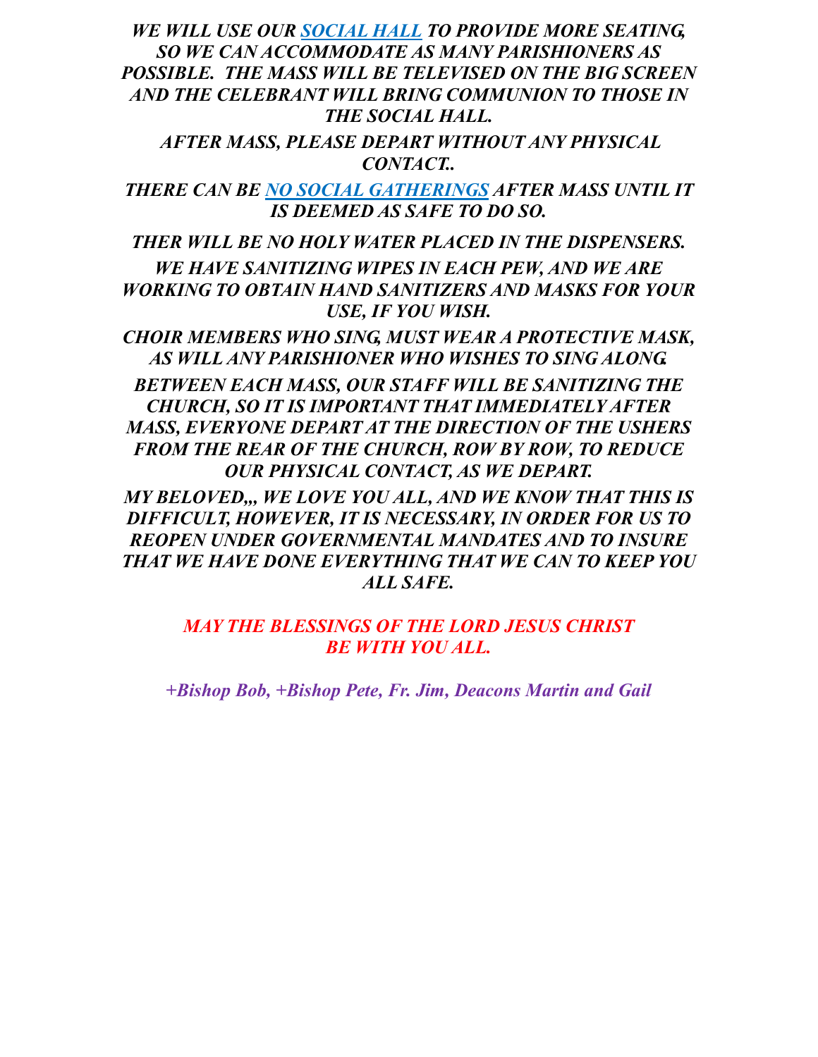***WE WILL USE OUR SOCIAL HALL TO PROVIDE MORE SEATING, SO WE CAN ACCOMMODATE AS MANY PARISHIONERS AS POSSIBLE. THE MASS WILL BE TELEVISED ON THE BIG SCREEN AND THE CELEBRANT WILL BRING COMMUNION TO THOSE IN THE SOCIAL HALL.***

***AFTER MASS, PLEASE DEPART WITHOUT ANY PHYSICAL CONTACT..***

***THERE CAN BE NO SOCIAL GATHERINGS AFTER MASS UNTIL IT IS DEEMED AS SAFE TO DO SO.***

***THER WILL BE NO HOLY WATER PLACED IN THE DISPENSERS.***

***WE HAVE SANITIZING WIPES IN EACH PEW, AND WE ARE WORKING TO OBTAIN HAND SANITIZERS AND MASKS FOR YOUR USE, IF YOU WISH.***

***CHOIR MEMBERS WHO SING, MUST WEAR A PROTECTIVE MASK, AS WILL ANY PARISHIONER WHO WISHES TO SING ALONG.***

***BETWEEN EACH MASS, OUR STAFF WILL BE SANITIZING THE CHURCH, SO IT IS IMPORTANT THAT IMMEDIATELY AFTER MASS, EVERYONE DEPART AT THE DIRECTION OF THE USHERS FROM THE REAR OF THE CHURCH, ROW BY ROW, TO REDUCE OUR PHYSICAL CONTACT, AS WE DEPART.***

***MY BELOVED,,, WE LOVE YOU ALL, AND WE KNOW THAT THIS IS DIFFICULT, HOWEVER, IT IS NECESSARY, IN ORDER FOR US TO REOPEN UNDER GOVERNMENTAL MANDATES AND TO INSURE THAT WE HAVE DONE EVERYTHING THAT WE CAN TO KEEP YOU ALL SAFE.***

***MAY THE BLESSINGS OF THE LORD JESUS CHRIST BE WITH YOU ALL.***

***+Bishop Bob, +Bishop Pete, Fr. Jim, Deacons Martin and Gail***